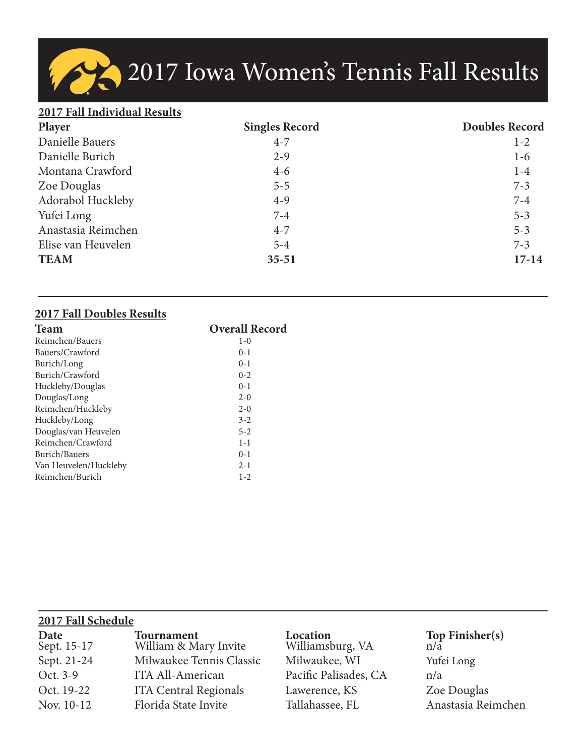# 2017 Iowa Women's Tennis Fall Results

## 2017 Fall Individual Results

| Player | Singles Record | Doubles Record |
|---|---|---|
| Danielle Bauers | 4-7 | 1-2 |
| Danielle Burich | 2-9 | 1-6 |
| Montana Crawford | 4-6 | 1-4 |
| Zoe Douglas | 5-5 | 7-3 |
| Adorabol Huckleby | 4-9 | 7-4 |
| Yufei Long | 7-4 | 5-3 |
| Anastasia Reimchen | 4-7 | 5-3 |
| Elise van Heuvelen | 5-4 | 7-3 |
| **TEAM** | **35-51** | **17-14** |

## 2017 Fall Doubles Results

| Team | Overall Record |
|---|---|
| Reimchen/Bauers | 1-0 |
| Bauers/Crawford | 0-1 |
| Burich/Long | 0-1 |
| Burich/Crawford | 0-2 |
| Huckleby/Douglas | 0-1 |
| Douglas/Long | 2-0 |
| Reimchen/Huckleby | 2-0 |
| Huckleby/Long | 3-2 |
| Douglas/van Heuvelen | 5-2 |
| Reimchen/Crawford | 1-1 |
| Burich/Bauers | 0-1 |
| Van Heuvelen/Huckleby | 2-1 |
| Reimchen/Burich | 1-2 |

## 2017 Fall Schedule

| Date | Tournament | Location | Top Finisher(s) |
|---|---|---|---|
| Sept. 15-17 | William & Mary Invite | Williamsburg, VA | n/a |
| Sept. 21-24 | Milwaukee Tennis Classic | Milwaukee, WI | Yufei Long |
| Oct. 3-9 | ITA All-American | Pacific Palisades, CA | n/a |
| Oct. 19-22 | ITA Central Regionals | Lawerence, KS | Zoe Douglas |
| Nov. 10-12 | Florida State Invite | Tallahassee, FL | Anastasia Reimchen |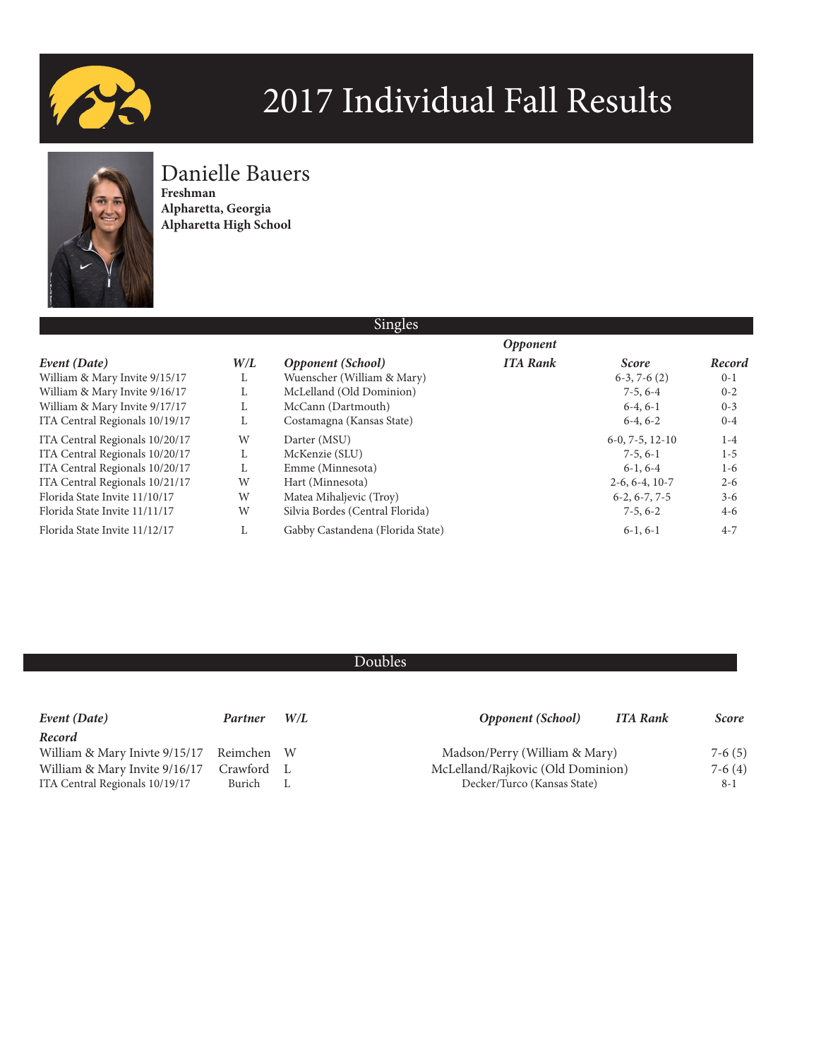# 2017 Individual Fall Results

## Danielle Bauers

**Freshman**
**Alpharetta, Georgia**
**Alpharetta High School**

### Singles

| *Event (Date)* | *W/L* | *Opponent (School)* | *Opponent ITA Rank* | *Score* | *Record* |
|---|---|---|---|---|---|
| William & Mary Invite 9/15/17 | L | Wuenscher (William & Mary) | | 6-3, 7-6 (2) | 0-1 |
| William & Mary Invite 9/16/17 | L | McLelland (Old Dominion) | | 7-5, 6-4 | 0-2 |
| William & Mary Invite 9/17/17 | L | McCann (Dartmouth) | | 6-4, 6-1 | 0-3 |
| ITA Central Regionals 10/19/17 | L | Costamagna (Kansas State) | | 6-4, 6-2 | 0-4 |
| ITA Central Regionals 10/20/17 | W | Darter (MSU) | | 6-0, 7-5, 12-10 | 1-4 |
| ITA Central Regionals 10/20/17 | L | McKenzie (SLU) | | 7-5, 6-1 | 1-5 |
| ITA Central Regionals 10/20/17 | L | Emme (Minnesota) | | 6-1, 6-4 | 1-6 |
| ITA Central Regionals 10/21/17 | W | Hart (Minnesota) | | 2-6, 6-4, 10-7 | 2-6 |
| Florida State Invite 11/10/17 | W | Matea Mihaljevic (Troy) | | 6-2, 6-7, 7-5 | 3-6 |
| Florida State Invite 11/11/17 | W | Silvia Bordes (Central Florida) | | 7-5, 6-2 | 4-6 |
| Florida State Invite 11/12/17 | L | Gabby Castandena (Florida State) | | 6-1, 6-1 | 4-7 |

### Doubles

| *Event (Date)* | *Partner* | *W/L* | *Opponent (School)* | *ITA Rank* | *Score* | *Record* |
|---|---|---|---|---|---|---|
| William & Mary Inivte 9/15/17 | Reimchen | W | Madson/Perry (William & Mary) | | 7-6 (5) | |
| William & Mary Invite 9/16/17 | Crawford | L | McLelland/Rajkovic (Old Dominion) | | 7-6 (4) | |
| ITA Central Regionals 10/19/17 | Burich | L | Decker/Turco (Kansas State) | | 8-1 | |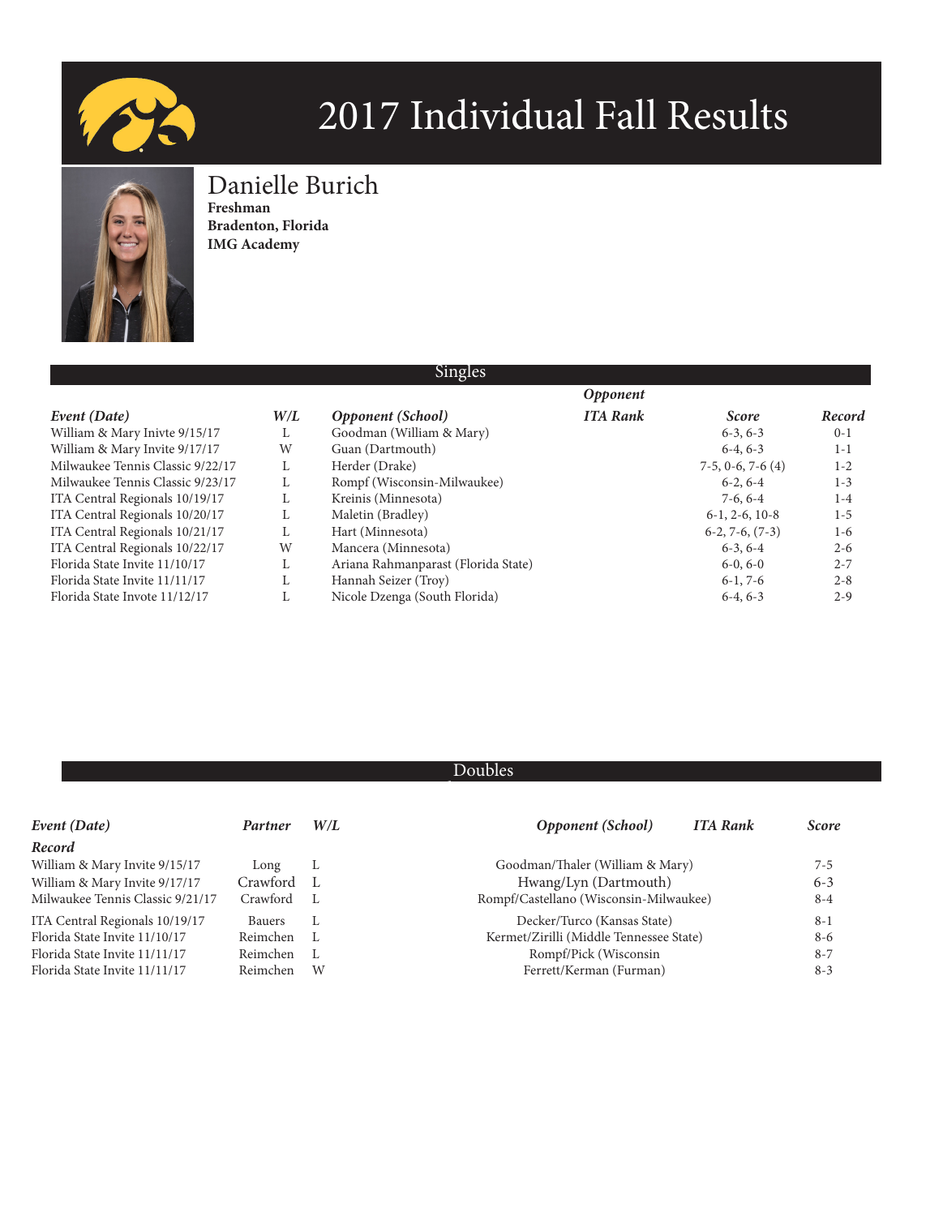# 2017 Individual Fall Results

## Danielle Burich

**Freshman**
**Bradenton, Florida**
**IMG Academy**

### Singles

| *Event (Date)* | *W/L* | *Opponent (School)* | *Opponent ITA Rank* | *Score* | *Record* |
|---|---|---|---|---|---|
| William & Mary Inivte 9/15/17 | L | Goodman (William & Mary) | | 6-3, 6-3 | 0-1 |
| William & Mary Invite 9/17/17 | W | Guan (Dartmouth) | | 6-4, 6-3 | 1-1 |
| Milwaukee Tennis Classic 9/22/17 | L | Herder (Drake) | | 7-5, 0-6, 7-6 (4) | 1-2 |
| Milwaukee Tennis Classic 9/23/17 | L | Rompf (Wisconsin-Milwaukee) | | 6-2, 6-4 | 1-3 |
| ITA Central Regionals 10/19/17 | L | Kreinis (Minnesota) | | 7-6, 6-4 | 1-4 |
| ITA Central Regionals 10/20/17 | L | Maletin (Bradley) | | 6-1, 2-6, 10-8 | 1-5 |
| ITA Central Regionals 10/21/17 | L | Hart (Minnesota) | | 6-2, 7-6, (7-3) | 1-6 |
| ITA Central Regionals 10/22/17 | W | Mancera (Minnesota) | | 6-3, 6-4 | 2-6 |
| Florida State Invite 11/10/17 | L | Ariana Rahmanparast (Florida State) | | 6-0, 6-0 | 2-7 |
| Florida State Invite 11/11/17 | L | Hannah Seizer (Troy) | | 6-1, 7-6 | 2-8 |
| Florida State Invote 11/12/17 | L | Nicole Dzenga (South Florida) | | 6-4, 6-3 | 2-9 |

### Doubles

| *Event (Date)* | *Partner* | *W/L* | *Opponent (School)* | *ITA Rank* | *Score* | *Record* |
|---|---|---|---|---|---|---|
| William & Mary Invite 9/15/17 | Long | L | Goodman/Thaler (William & Mary) | | 7-5 | |
| William & Mary Invite 9/17/17 | Crawford | L | Hwang/Lyn (Dartmouth) | | 6-3 | |
| Milwaukee Tennis Classic 9/21/17 | Crawford | L | Rompf/Castellano (Wisconsin-Milwaukee) | | 8-4 | |
| ITA Central Regionals 10/19/17 | Bauers | L | Decker/Turco (Kansas State) | | 8-1 | |
| Florida State Invite 11/10/17 | Reimchen | L | Kermet/Zirilli (Middle Tennessee State) | | 8-6 | |
| Florida State Invite 11/11/17 | Reimchen | L | Rompf/Pick (Wisconsin | | 8-7 | |
| Florida State Invite 11/11/17 | Reimchen | W | Ferrett/Kerman (Furman) | | 8-3 | |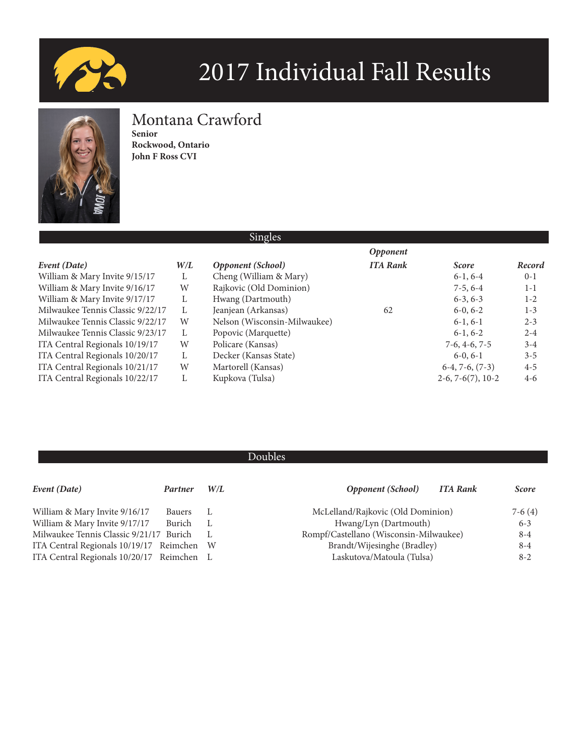# 2017 Individual Fall Results

## Montana Crawford

**Senior**
**Rockwood, Ontario**
**John F Ross CVI**

### Singles

| *Event (Date)* | *W/L* | *Opponent (School)* | *Opponent ITA Rank* | *Score* | *Record* |
|---|---|---|---|---|---|
| William & Mary Invite 9/15/17 | L | Cheng (William & Mary) | | 6-1, 6-4 | 0-1 |
| William & Mary Invite 9/16/17 | W | Rajkovic (Old Dominion) | | 7-5, 6-4 | 1-1 |
| William & Mary Invite 9/17/17 | L | Hwang (Dartmouth) | | 6-3, 6-3 | 1-2 |
| Milwaukee Tennis Classic 9/22/17 | L | Jeanjean (Arkansas) | 62 | 6-0, 6-2 | 1-3 |
| Milwaukee Tennis Classic 9/22/17 | W | Nelson (Wisconsin-Milwaukee) | | 6-1, 6-1 | 2-3 |
| Milwaukee Tennis Classic 9/23/17 | L | Popovic (Marquette) | | 6-1, 6-2 | 2-4 |
| ITA Central Regionals 10/19/17 | W | Policare (Kansas) | | 7-6, 4-6, 7-5 | 3-4 |
| ITA Central Regionals 10/20/17 | L | Decker (Kansas State) | | 6-0, 6-1 | 3-5 |
| ITA Central Regionals 10/21/17 | W | Martorell (Kansas) | | 6-4, 7-6, (7-3) | 4-5 |
| ITA Central Regionals 10/22/17 | L | Kupkova (Tulsa) | | 2-6, 7-6(7), 10-2 | 4-6 |

### Doubles

| *Event (Date)* | *Partner* | *W/L* | *Opponent (School)* | *ITA Rank* | *Score* |
|---|---|---|---|---|---|
| William & Mary Invite 9/16/17 | Bauers | L | McLelland/Rajkovic (Old Dominion) | | 7-6 (4) |
| William & Mary Invite 9/17/17 | Burich | L | Hwang/Lyn (Dartmouth) | | 6-3 |
| Milwaukee Tennis Classic 9/21/17 | Burich | L | Rompf/Castellano (Wisconsin-Milwaukee) | | 8-4 |
| ITA Central Regionals 10/19/17 | Reimchen | W | Brandt/Wijesinghe (Bradley) | | 8-4 |
| ITA Central Regionals 10/20/17 | Reimchen | L | Laskutova/Matoula (Tulsa) | | 8-2 |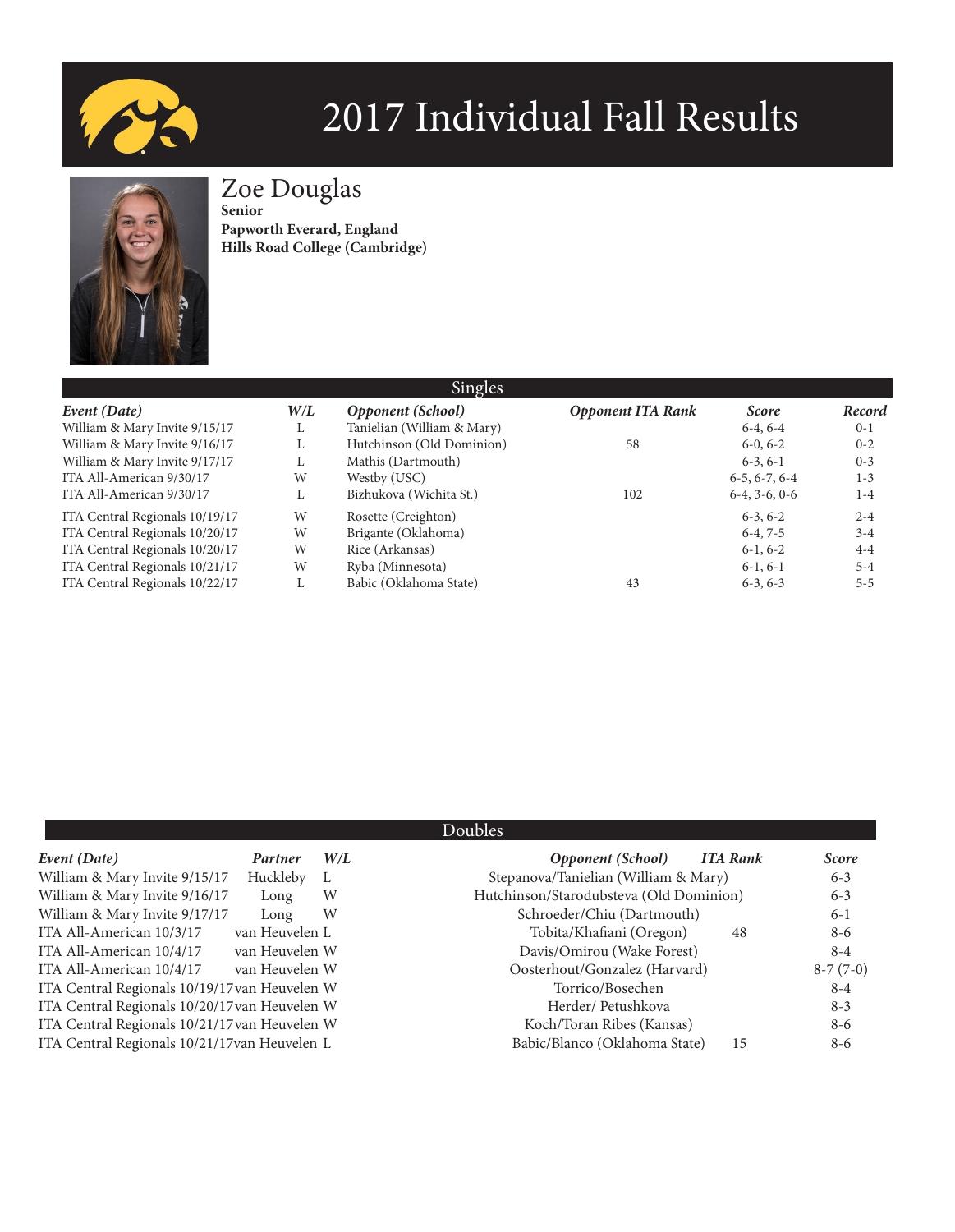# 2017 Individual Fall Results

## Zoe Douglas

**Senior**
**Papworth Everard, England**
**Hills Road College (Cambridge)**

### Singles

| *Event (Date)* | *W/L* | *Opponent (School)* | *Opponent ITA Rank* | *Score* | *Record* |
|---|---|---|---|---|---|
| William & Mary Invite 9/15/17 | L | Tanielian (William & Mary) | | 6-4, 6-4 | 0-1 |
| William & Mary Invite 9/16/17 | L | Hutchinson (Old Dominion) | 58 | 6-0, 6-2 | 0-2 |
| William & Mary Invite 9/17/17 | L | Mathis (Dartmouth) | | 6-3, 6-1 | 0-3 |
| ITA All-American 9/30/17 | W | Westby (USC) | | 6-5, 6-7, 6-4 | 1-3 |
| ITA All-American 9/30/17 | L | Bizhukova (Wichita St.) | 102 | 6-4, 3-6, 0-6 | 1-4 |
| ITA Central Regionals 10/19/17 | W | Rosette (Creighton) | | 6-3, 6-2 | 2-4 |
| ITA Central Regionals 10/20/17 | W | Brigante (Oklahoma) | | 6-4, 7-5 | 3-4 |
| ITA Central Regionals 10/20/17 | W | Rice (Arkansas) | | 6-1, 6-2 | 4-4 |
| ITA Central Regionals 10/21/17 | W | Ryba (Minnesota) | | 6-1, 6-1 | 5-4 |
| ITA Central Regionals 10/22/17 | L | Babic (Oklahoma State) | 43 | 6-3, 6-3 | 5-5 |

### Doubles

| *Event (Date)* | *Partner* | *W/L* | *Opponent (School)* | *ITA Rank* | *Score* |
|---|---|---|---|---|---|
| William & Mary Invite 9/15/17 | Huckleby | L | Stepanova/Tanielian (William & Mary) | | 6-3 |
| William & Mary Invite 9/16/17 | Long | W | Hutchinson/Starodubsteva (Old Dominion) | | 6-3 |
| William & Mary Invite 9/17/17 | Long | W | Schroeder/Chiu (Dartmouth) | | 6-1 |
| ITA All-American 10/3/17 | van Heuvelen | L | Tobita/Khafiani (Oregon) | 48 | 8-6 |
| ITA All-American 10/4/17 | van Heuvelen | W | Davis/Omirou (Wake Forest) | | 8-4 |
| ITA All-American 10/4/17 | van Heuvelen | W | Oosterhout/Gonzalez (Harvard) | | 8-7 (7-0) |
| ITA Central Regionals 10/19/17 | van Heuvelen | W | Torrico/Bosechen | | 8-4 |
| ITA Central Regionals 10/20/17 | van Heuvelen | W | Herder/ Petushkova | | 8-3 |
| ITA Central Regionals 10/21/17 | van Heuvelen | W | Koch/Toran Ribes (Kansas) | | 8-6 |
| ITA Central Regionals 10/21/17 | van Heuvelen | L | Babic/Blanco (Oklahoma State) | 15 | 8-6 |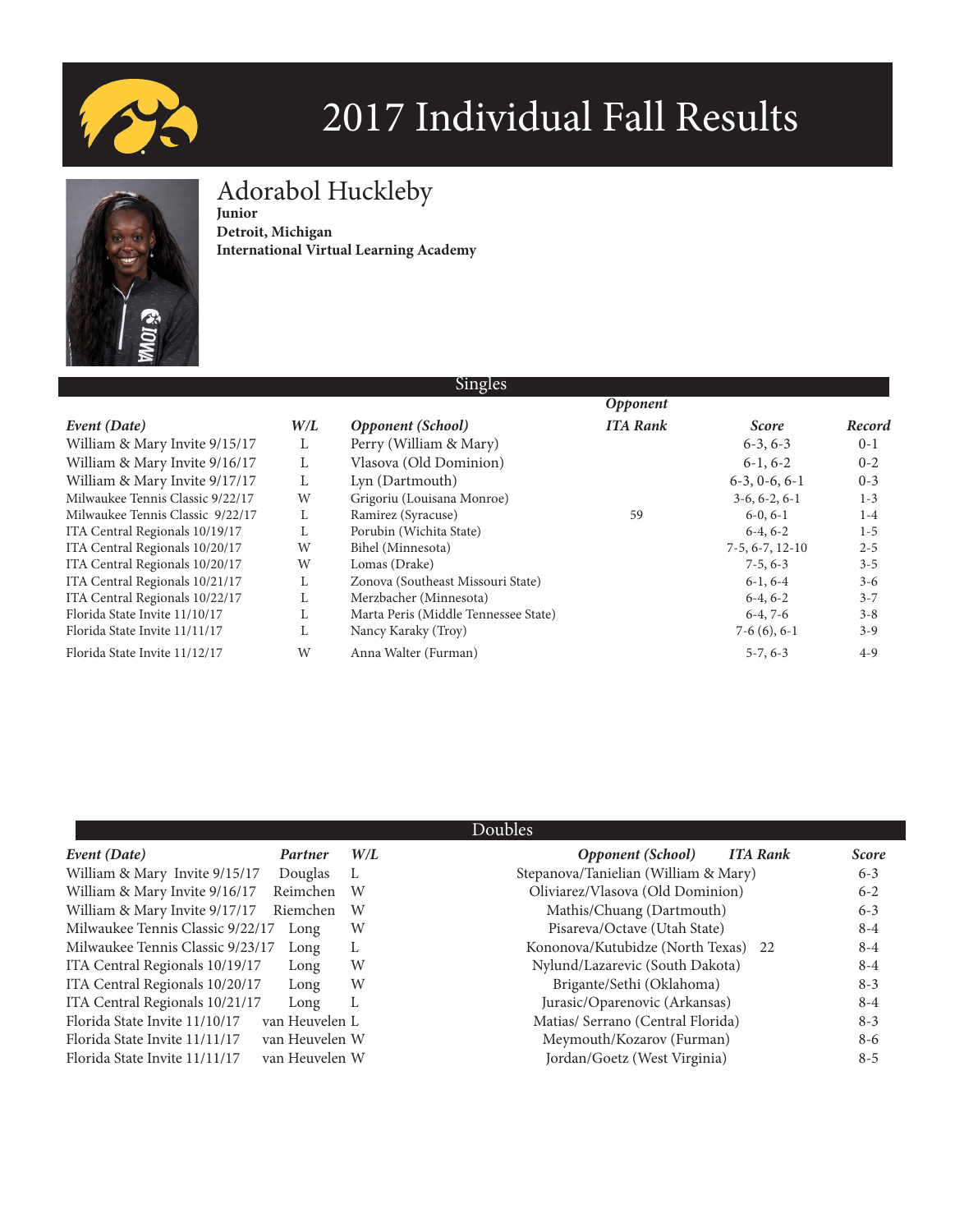# 2017 Individual Fall Results

## Adorabol Huckleby

**Junior**
**Detroit, Michigan**
**International Virtual Learning Academy**

### Singles

| Event (Date) | W/L | Opponent (School) | Opponent ITA Rank | Score | Record |
|---|---|---|---|---|---|
| William & Mary Invite 9/15/17 | L | Perry (William & Mary) | | 6-3, 6-3 | 0-1 |
| William & Mary Invite 9/16/17 | L | Vlasova (Old Dominion) | | 6-1, 6-2 | 0-2 |
| William & Mary Invite 9/17/17 | L | Lyn (Dartmouth) | | 6-3, 0-6, 6-1 | 0-3 |
| Milwaukee Tennis Classic 9/22/17 | W | Grigoriu (Louisana Monroe) | | 3-6, 6-2, 6-1 | 1-3 |
| Milwaukee Tennis Classic 9/22/17 | L | Ramirez (Syracuse) | 59 | 6-0, 6-1 | 1-4 |
| ITA Central Regionals 10/19/17 | L | Porubin (Wichita State) | | 6-4, 6-2 | 1-5 |
| ITA Central Regionals 10/20/17 | W | Bihel (Minnesota) | | 7-5, 6-7, 12-10 | 2-5 |
| ITA Central Regionals 10/20/17 | W | Lomas (Drake) | | 7-5, 6-3 | 3-5 |
| ITA Central Regionals 10/21/17 | L | Zonova (Southeast Missouri State) | | 6-1, 6-4 | 3-6 |
| ITA Central Regionals 10/22/17 | L | Merzbacher (Minnesota) | | 6-4, 6-2 | 3-7 |
| Florida State Invite 11/10/17 | L | Marta Peris (Middle Tennessee State) | | 6-4, 7-6 | 3-8 |
| Florida State Invite 11/11/17 | L | Nancy Karaky (Troy) | | 7-6 (6), 6-1 | 3-9 |
| Florida State Invite 11/12/17 | W | Anna Walter (Furman) | | 5-7, 6-3 | 4-9 |

### Doubles

| Event (Date) | Partner | W/L | Opponent (School) | ITA Rank | Score |
|---|---|---|---|---|---|
| William & Mary Invite 9/15/17 | Douglas | L | Stepanova/Tanielian (William & Mary) | | 6-3 |
| William & Mary Invite 9/16/17 | Reimchen | W | Oliviarez/Vlasova (Old Dominion) | | 6-2 |
| William & Mary Invite 9/17/17 | Riemchen | W | Mathis/Chuang (Dartmouth) | | 6-3 |
| Milwaukee Tennis Classic 9/22/17 | Long | W | Pisareva/Octave (Utah State) | | 8-4 |
| Milwaukee Tennis Classic 9/23/17 | Long | L | Kononova/Kutubidze (North Texas) | 22 | 8-4 |
| ITA Central Regionals 10/19/17 | Long | W | Nylund/Lazarevic (South Dakota) | | 8-4 |
| ITA Central Regionals 10/20/17 | Long | W | Brigante/Sethi (Oklahoma) | | 8-3 |
| ITA Central Regionals 10/21/17 | Long | L | Jurasic/Oparenovic (Arkansas) | | 8-4 |
| Florida State Invite 11/10/17 | van Heuvelen | L | Matias/ Serrano (Central Florida) | | 8-3 |
| Florida State Invite 11/11/17 | van Heuvelen | W | Meymouth/Kozarov (Furman) | | 8-6 |
| Florida State Invite 11/11/17 | van Heuvelen | W | Jordan/Goetz (West Virginia) | | 8-5 |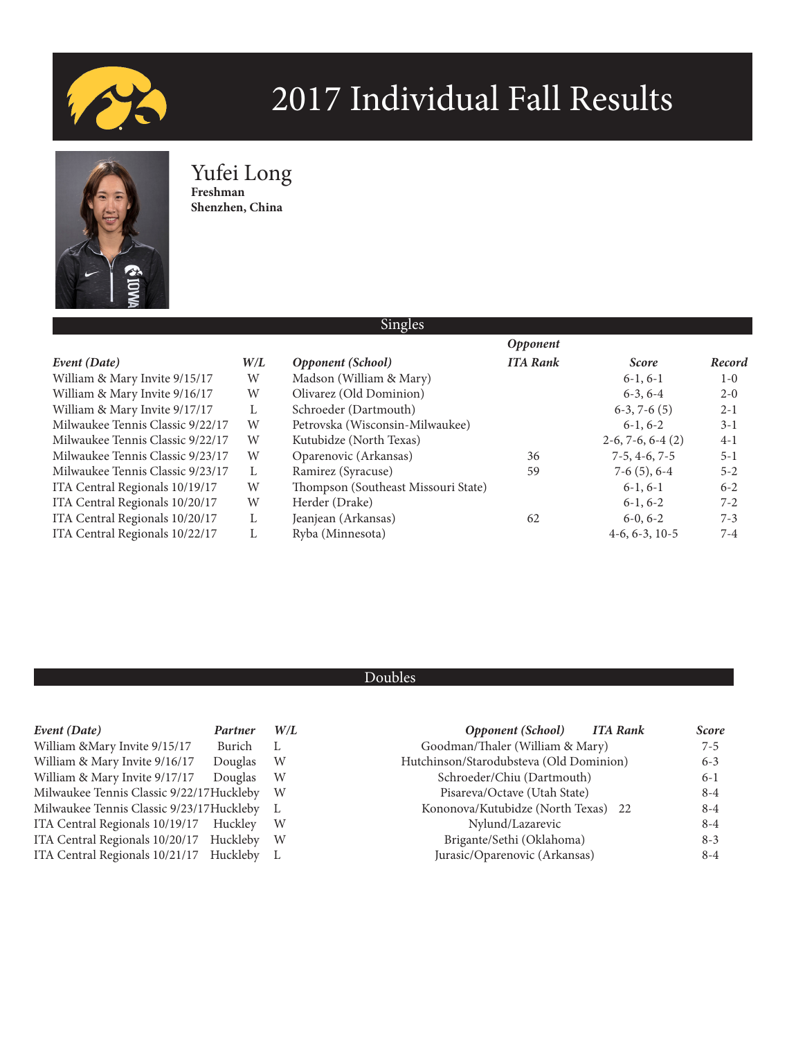# 2017 Individual Fall Results

## Yufei Long

**Freshman**
**Shenzhen, China**

### Singles

| *Event (Date)* | *W/L* | *Opponent (School)* | *Opponent ITA Rank* | *Score* | *Record* |
|---|---|---|---|---|---|
| William & Mary Invite 9/15/17 | W | Madson (William & Mary) | | 6-1, 6-1 | 1-0 |
| William & Mary Invite 9/16/17 | W | Olivarez (Old Dominion) | | 6-3, 6-4 | 2-0 |
| William & Mary Invite 9/17/17 | L | Schroeder (Dartmouth) | | 6-3, 7-6 (5) | 2-1 |
| Milwaukee Tennis Classic 9/22/17 | W | Petrovska (Wisconsin-Milwaukee) | | 6-1, 6-2 | 3-1 |
| Milwaukee Tennis Classic 9/22/17 | W | Kutubidze (North Texas) | | 2-6, 7-6, 6-4 (2) | 4-1 |
| Milwaukee Tennis Classic 9/23/17 | W | Oparenovic (Arkansas) | 36 | 7-5, 4-6, 7-5 | 5-1 |
| Milwaukee Tennis Classic 9/23/17 | L | Ramirez (Syracuse) | 59 | 7-6 (5), 6-4 | 5-2 |
| ITA Central Regionals 10/19/17 | W | Thompson (Southeast Missouri State) | | 6-1, 6-1 | 6-2 |
| ITA Central Regionals 10/20/17 | W | Herder (Drake) | | 6-1, 6-2 | 7-2 |
| ITA Central Regionals 10/20/17 | L | Jeanjean (Arkansas) | 62 | 6-0, 6-2 | 7-3 |
| ITA Central Regionals 10/22/17 | L | Ryba (Minnesota) | | 4-6, 6-3, 10-5 | 7-4 |

### Doubles

| *Event (Date)* | *Partner* | *W/L* | *Opponent (School)* | *ITA Rank* | *Score* |
|---|---|---|---|---|---|
| William &Mary Invite 9/15/17 | Burich | L | Goodman/Thaler (William & Mary) | | 7-5 |
| William & Mary Invite 9/16/17 | Douglas | W | Hutchinson/Starodubsteva (Old Dominion) | | 6-3 |
| William & Mary Invite 9/17/17 | Douglas | W | Schroeder/Chiu (Dartmouth) | | 6-1 |
| Milwaukee Tennis Classic 9/22/17 | Huckleby | W | Pisareva/Octave (Utah State) | | 8-4 |
| Milwaukee Tennis Classic 9/23/17 | Huckleby | L | Kononova/Kutubidze (North Texas) | 22 | 8-4 |
| ITA Central Regionals 10/19/17 | Huckley | W | Nylund/Lazarevic | | 8-4 |
| ITA Central Regionals 10/20/17 | Huckleby | W | Brigante/Sethi (Oklahoma) | | 8-3 |
| ITA Central Regionals 10/21/17 | Huckleby | L | Jurasic/Oparenovic (Arkansas) | | 8-4 |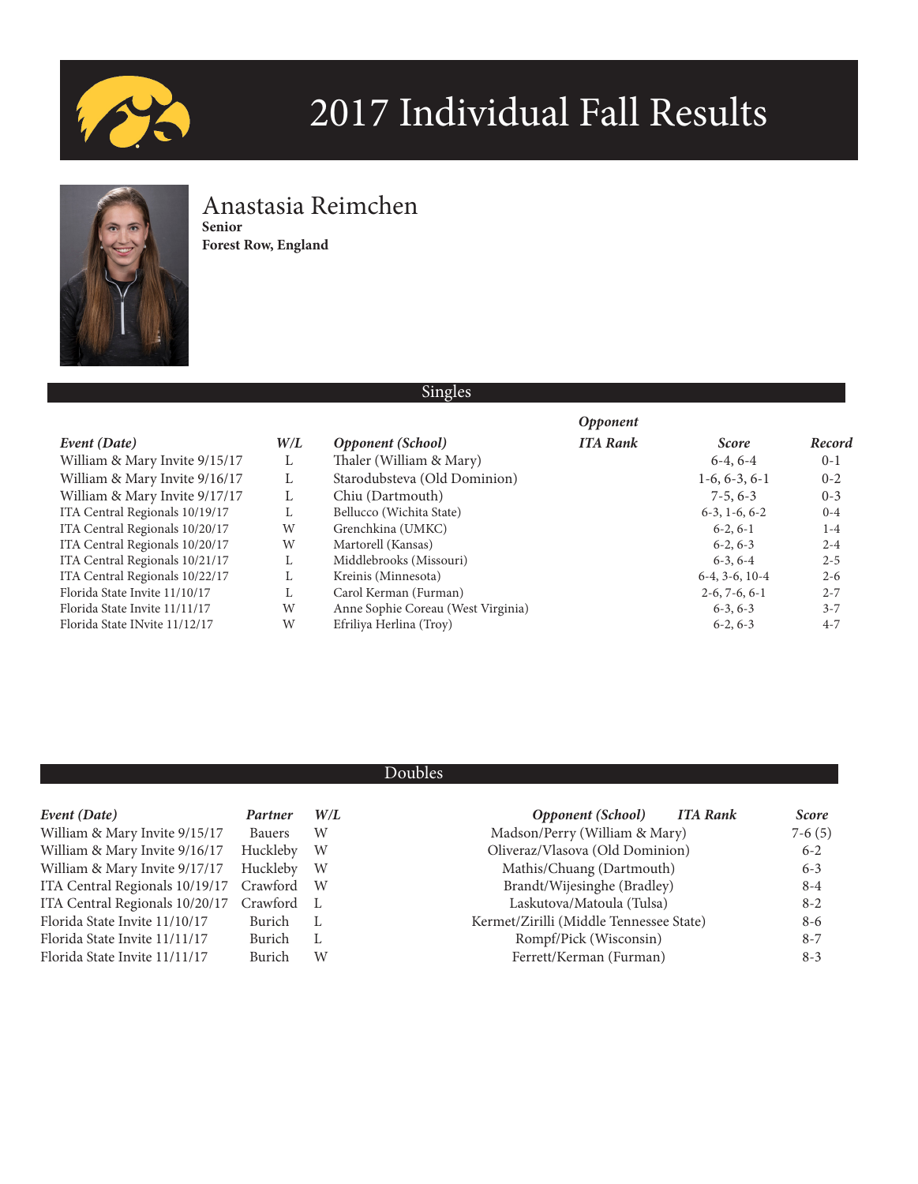# 2017 Individual Fall Results

## Anastasia Reimchen

**Senior**
**Forest Row, England**

### Singles

| *Event (Date)* | *W/L* | *Opponent (School)* | *Opponent ITA Rank* | *Score* | *Record* |
|---|---|---|---|---|---|
| William & Mary Invite 9/15/17 | L | Thaler (William & Mary) | | 6-4, 6-4 | 0-1 |
| William & Mary Invite 9/16/17 | L | Starodubsteva (Old Dominion) | | 1-6, 6-3, 6-1 | 0-2 |
| William & Mary Invite 9/17/17 | L | Chiu (Dartmouth) | | 7-5, 6-3 | 0-3 |
| ITA Central Regionals 10/19/17 | L | Bellucco (Wichita State) | | 6-3, 1-6, 6-2 | 0-4 |
| ITA Central Regionals 10/20/17 | W | Grenchkina (UMKC) | | 6-2, 6-1 | 1-4 |
| ITA Central Regionals 10/20/17 | W | Martorell (Kansas) | | 6-2, 6-3 | 2-4 |
| ITA Central Regionals 10/21/17 | L | Middlebrooks (Missouri) | | 6-3, 6-4 | 2-5 |
| ITA Central Regionals 10/22/17 | L | Kreinis (Minnesota) | | 6-4, 3-6, 10-4 | 2-6 |
| Florida State Invite 11/10/17 | L | Carol Kerman (Furman) | | 2-6, 7-6, 6-1 | 2-7 |
| Florida State Invite 11/11/17 | W | Anne Sophie Coreau (West Virginia) | | 6-3, 6-3 | 3-7 |
| Florida State INvite 11/12/17 | W | Efriliya Herlina (Troy) | | 6-2, 6-3 | 4-7 |

### Doubles

| *Event (Date)* | *Partner* | *W/L* | *Opponent (School)* | *ITA Rank* | *Score* |
|---|---|---|---|---|---|
| William & Mary Invite 9/15/17 | Bauers | W | Madson/Perry (William & Mary) | | 7-6 (5) |
| William & Mary Invite 9/16/17 | Huckleby | W | Oliveraz/Vlasova (Old Dominion) | | 6-2 |
| William & Mary Invite 9/17/17 | Huckleby | W | Mathis/Chuang (Dartmouth) | | 6-3 |
| ITA Central Regionals 10/19/17 | Crawford | W | Brandt/Wijesinghe (Bradley) | | 8-4 |
| ITA Central Regionals 10/20/17 | Crawford | L | Laskutova/Matoula (Tulsa) | | 8-2 |
| Florida State Invite 11/10/17 | Burich | L | Kermet/Zirilli (Middle Tennessee State) | | 8-6 |
| Florida State Invite 11/11/17 | Burich | L | Rompf/Pick (Wisconsin) | | 8-7 |
| Florida State Invite 11/11/17 | Burich | W | Ferrett/Kerman (Furman) | | 8-3 |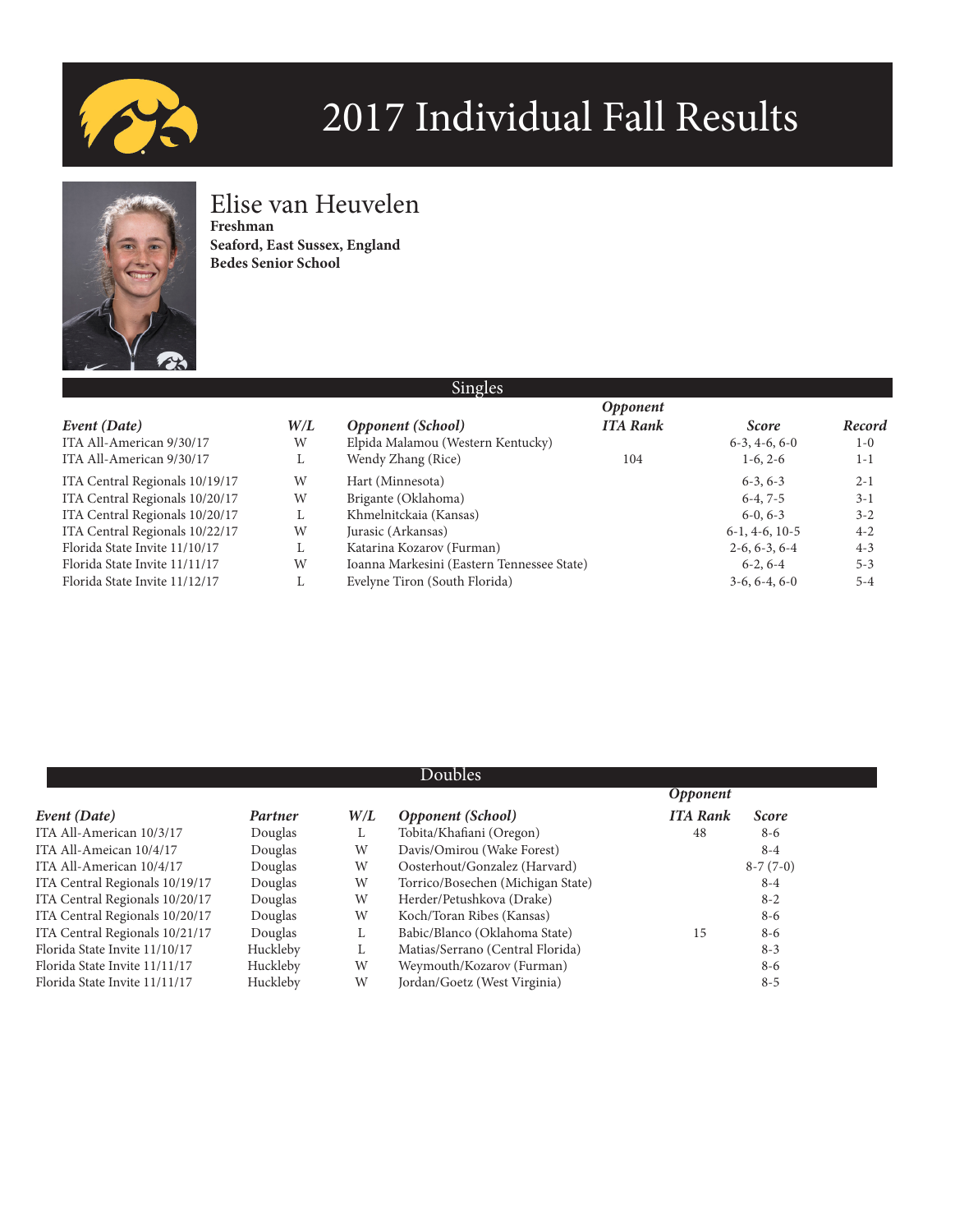# 2017 Individual Fall Results

## Elise van Heuvelen

**Freshman**
**Seaford, East Sussex, England**
**Bedes Senior School**

### Singles

| *Event (Date)* | *W/L* | *Opponent (School)* | *Opponent ITA Rank* | *Score* | *Record* |
|---|---|---|---|---|---|
| ITA All-American 9/30/17 | W | Elpida Malamou (Western Kentucky) | | 6-3, 4-6, 6-0 | 1-0 |
| ITA All-American 9/30/17 | L | Wendy Zhang (Rice) | 104 | 1-6, 2-6 | 1-1 |
| ITA Central Regionals 10/19/17 | W | Hart (Minnesota) | | 6-3, 6-3 | 2-1 |
| ITA Central Regionals 10/20/17 | W | Brigante (Oklahoma) | | 6-4, 7-5 | 3-1 |
| ITA Central Regionals 10/20/17 | L | Khmelnitckaia (Kansas) | | 6-0, 6-3 | 3-2 |
| ITA Central Regionals 10/22/17 | W | Jurasic (Arkansas) | | 6-1, 4-6, 10-5 | 4-2 |
| Florida State Invite 11/10/17 | L | Katarina Kozarov (Furman) | | 2-6, 6-3, 6-4 | 4-3 |
| Florida State Invite 11/11/17 | W | Ioanna Markesini (Eastern Tennessee State) | | 6-2, 6-4 | 5-3 |
| Florida State Invite 11/12/17 | L | Evelyne Tiron (South Florida) | | 3-6, 6-4, 6-0 | 5-4 |

### Doubles

| *Event (Date)* | *Partner* | *W/L* | *Opponent (School)* | *Opponent ITA Rank* | *Score* |
|---|---|---|---|---|---|
| ITA All-American 10/3/17 | Douglas | L | Tobita/Khafiani (Oregon) | 48 | 8-6 |
| ITA All-Ameican 10/4/17 | Douglas | W | Davis/Omirou (Wake Forest) | | 8-4 |
| ITA All-American 10/4/17 | Douglas | W | Oosterhout/Gonzalez (Harvard) | | 8-7 (7-0) |
| ITA Central Regionals 10/19/17 | Douglas | W | Torrico/Bosechen (Michigan State) | | 8-4 |
| ITA Central Regionals 10/20/17 | Douglas | W | Herder/Petushkova (Drake) | | 8-2 |
| ITA Central Regionals 10/20/17 | Douglas | W | Koch/Toran Ribes (Kansas) | | 8-6 |
| ITA Central Regionals 10/21/17 | Douglas | L | Babic/Blanco (Oklahoma State) | 15 | 8-6 |
| Florida State Invite 11/10/17 | Huckleby | L | Matias/Serrano (Central Florida) | | 8-3 |
| Florida State Invite 11/11/17 | Huckleby | W | Weymouth/Kozarov (Furman) | | 8-6 |
| Florida State Invite 11/11/17 | Huckleby | W | Jordan/Goetz (West Virginia) | | 8-5 |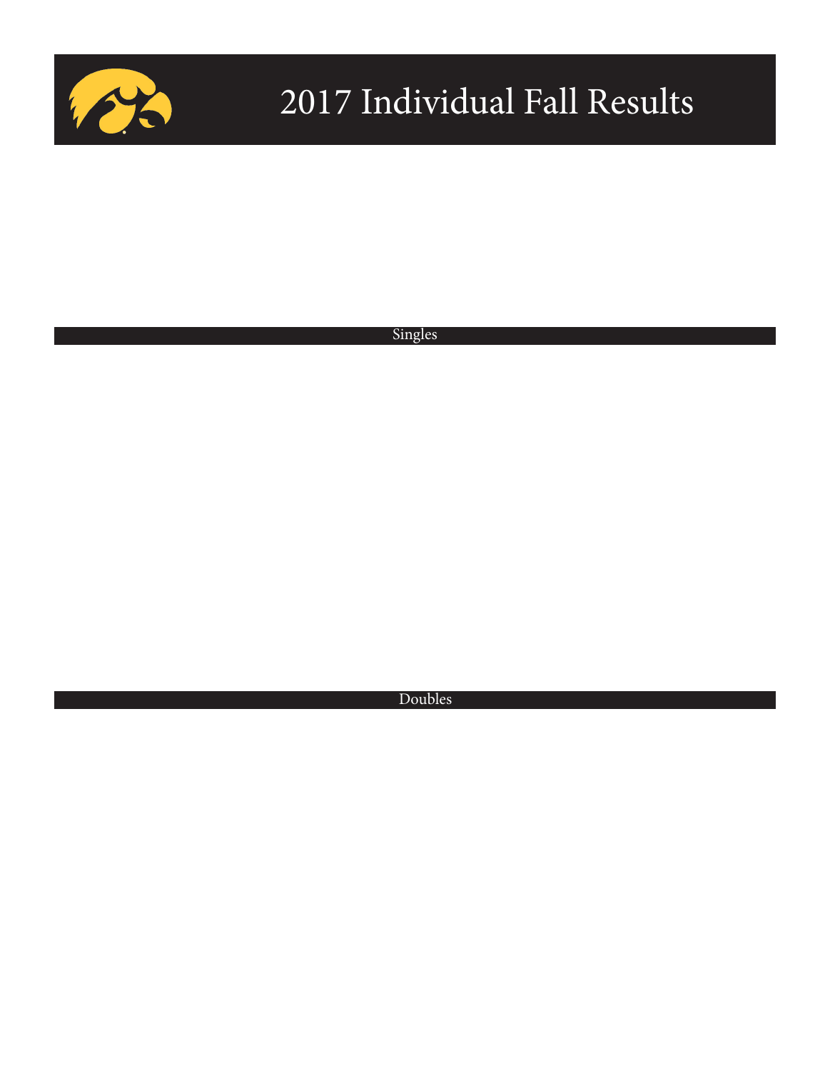# 2017 Individual Fall Results

## Singles

## Doubles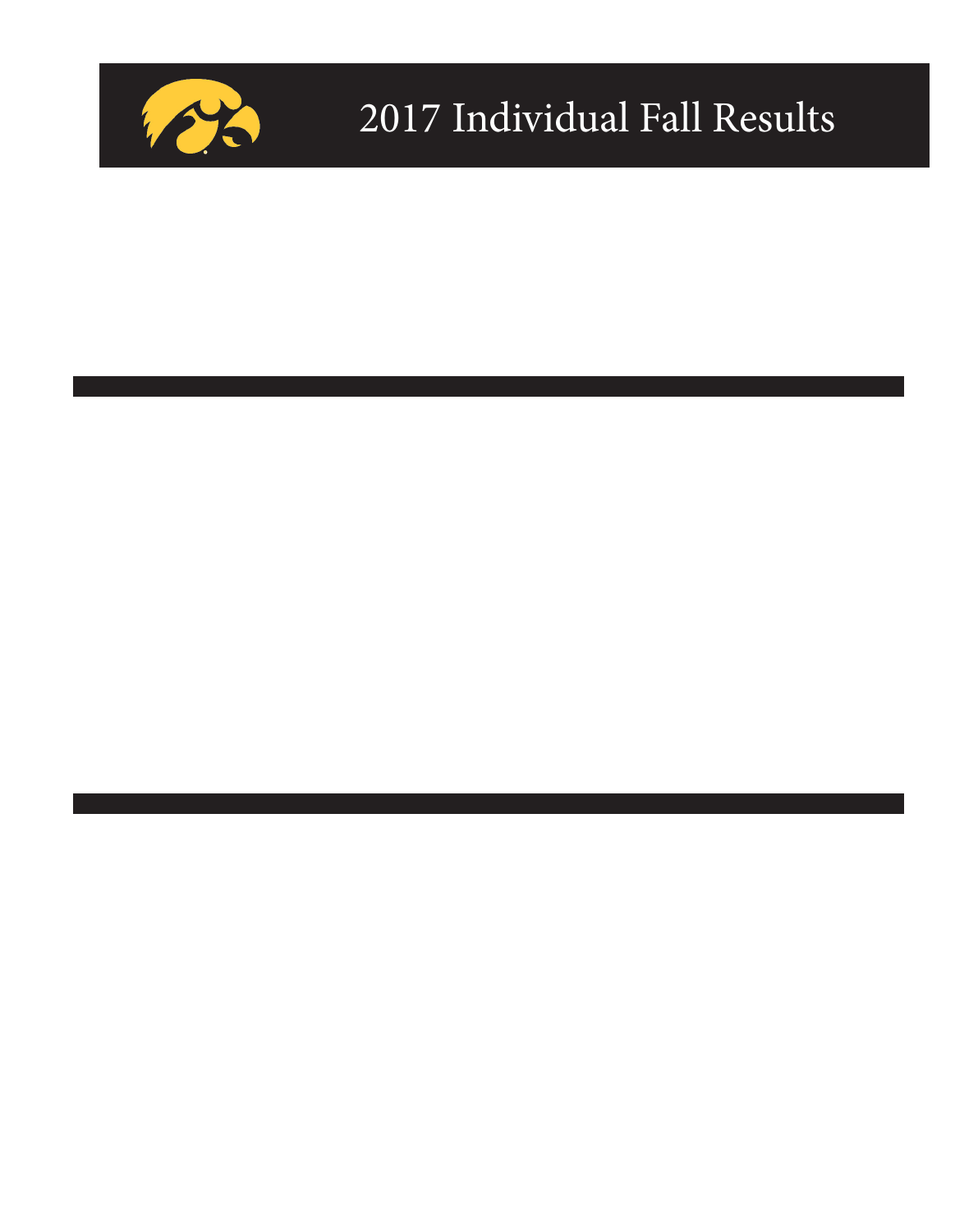# 2017 Individual Fall Results